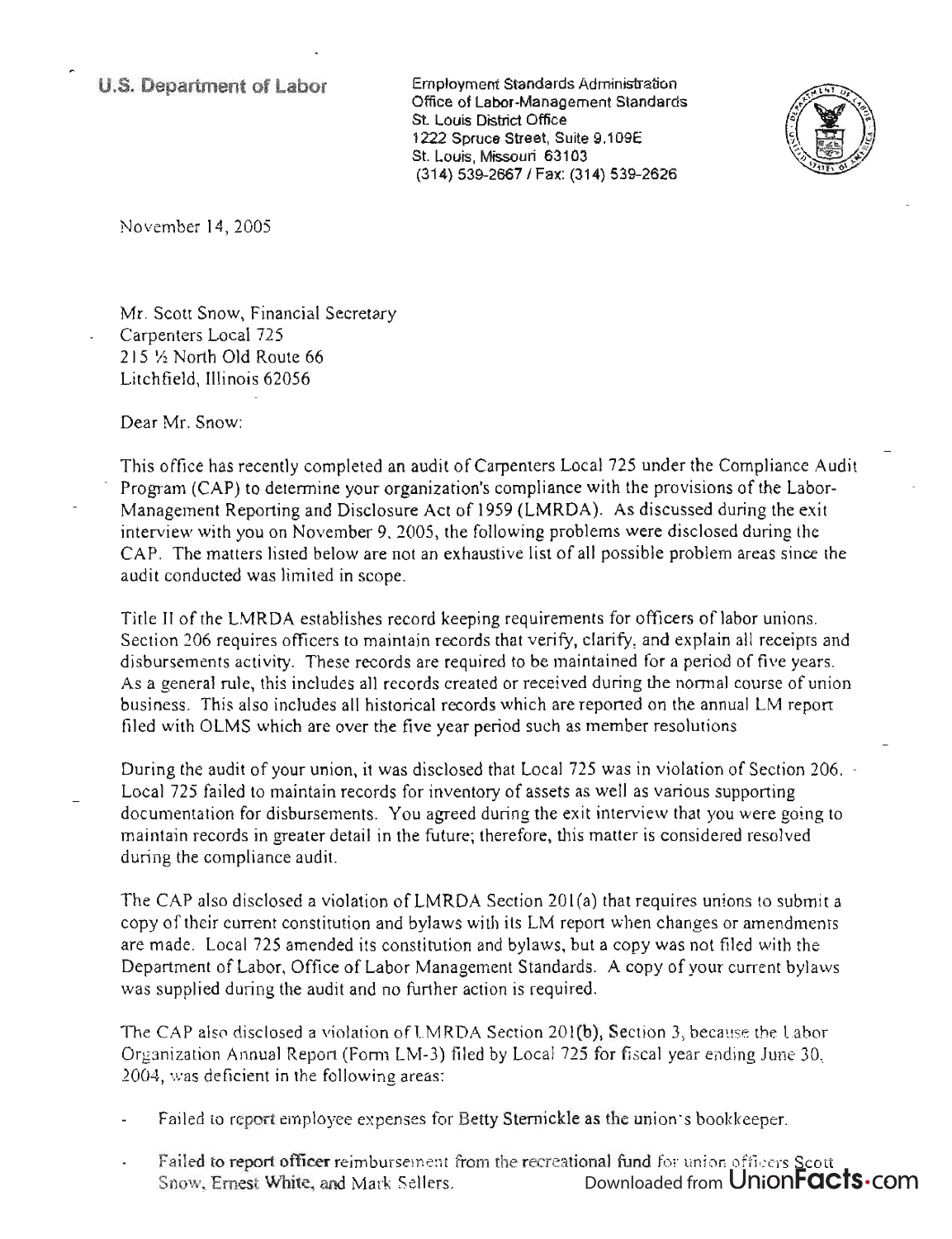**U.S. Department of Labor**

Employment Standards Administration
Office of Labor-Management Standards
St. Louis District Office
1222 Spruce Street, Suite 9.109E
St. Louis, Missouri 63103
(314) 539-2667 / Fax: (314) 539-2626

November 14, 2005

Mr. Scott Snow, Financial Secretary
Carpenters Local 725
215 ½ North Old Route 66
Litchfield, Illinois 62056

Dear Mr. Snow:

This office has recently completed an audit of Carpenters Local 725 under the Compliance Audit Program (CAP) to determine your organization's compliance with the provisions of the Labor-Management Reporting and Disclosure Act of 1959 (LMRDA). As discussed during the exit interview with you on November 9, 2005, the following problems were disclosed during the CAP. The matters listed below are not an exhaustive list of all possible problem areas since the audit conducted was limited in scope.

Title II of the LMRDA establishes record keeping requirements for officers of labor unions. Section 206 requires officers to maintain records that verify, clarify, and explain all receipts and disbursements activity. These records are required to be maintained for a period of five years. As a general rule, this includes all records created or received during the normal course of union business. This also includes all historical records which are reported on the annual LM report filed with OLMS which are over the five year period such as member resolutions

During the audit of your union, it was disclosed that Local 725 was in violation of Section 206. Local 725 failed to maintain records for inventory of assets as well as various supporting documentation for disbursements. You agreed during the exit interview that you were going to maintain records in greater detail in the future; therefore, this matter is considered resolved during the compliance audit.

The CAP also disclosed a violation of LMRDA Section 201(a) that requires unions to submit a copy of their current constitution and bylaws with its LM report when changes or amendments are made. Local 725 amended its constitution and bylaws, but a copy was not filed with the Department of Labor, Office of Labor Management Standards. A copy of your current bylaws was supplied during the audit and no further action is required.

The CAP also disclosed a violation of LMRDA Section 201(b), Section 3, because the Labor Organization Annual Report (Form LM-3) filed by Local 725 for fiscal year ending June 30, 2004, was deficient in the following areas:

- Failed to report employee expenses for Betty Sternickle as the union's bookkeeper.
- Failed to report officer reimbursement from the recreational fund for union officers Scott Snow, Ernest White, and Mark Sellers.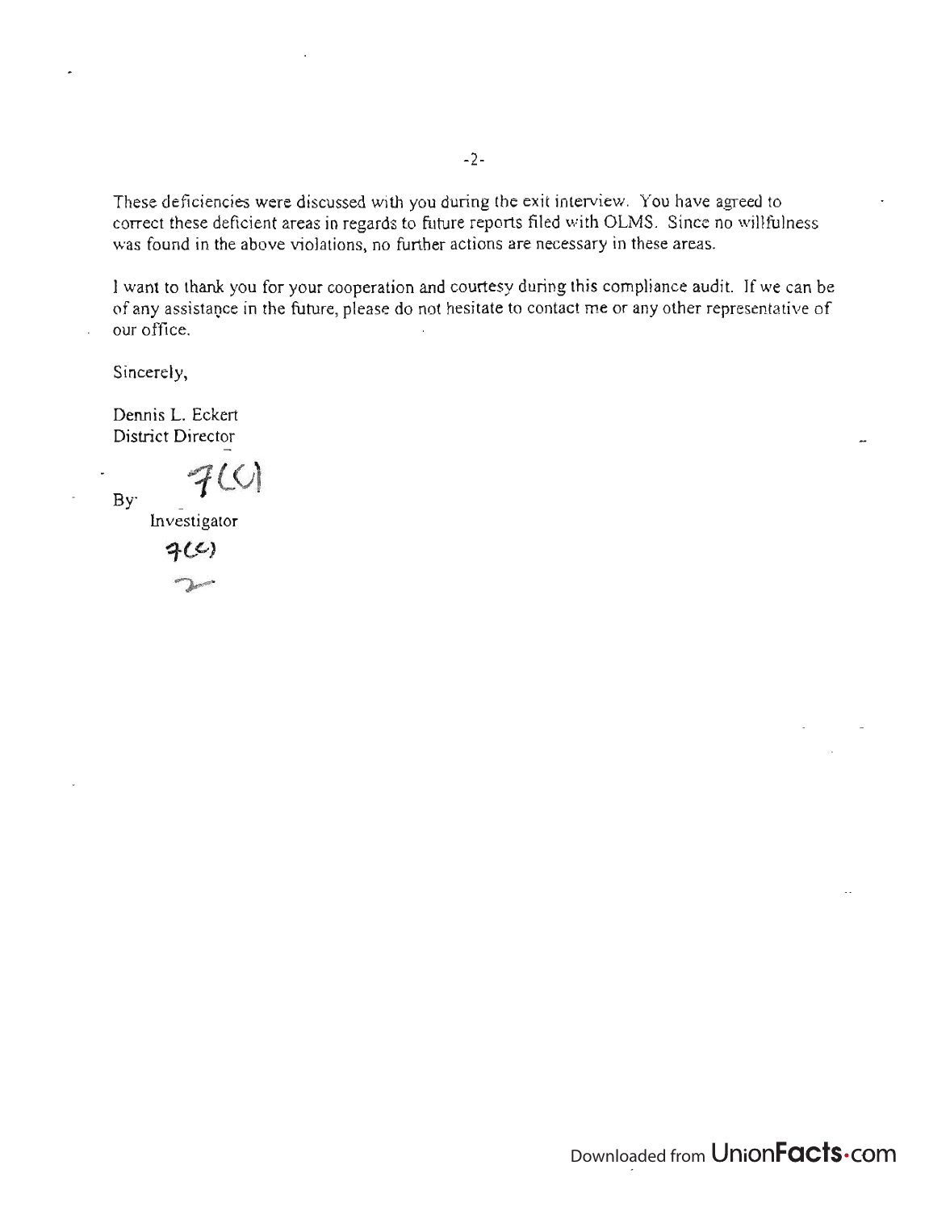These deficiencies were discussed with you during the exit interview. You have agreed to correct these deficient areas in regards to future reports filed with OLMS. Since no willfulness was found in the above violations, no further actions are necessary in these areas.

I want to thank you for your cooperation and courtesy during this compliance audit. If we can be of any assistance in the future, please do not hesitate to contact me or any other representative of our office.

Sincerely,

Dennis L. Eckert
District Director

By: 7(c)
Investigator
7(c)